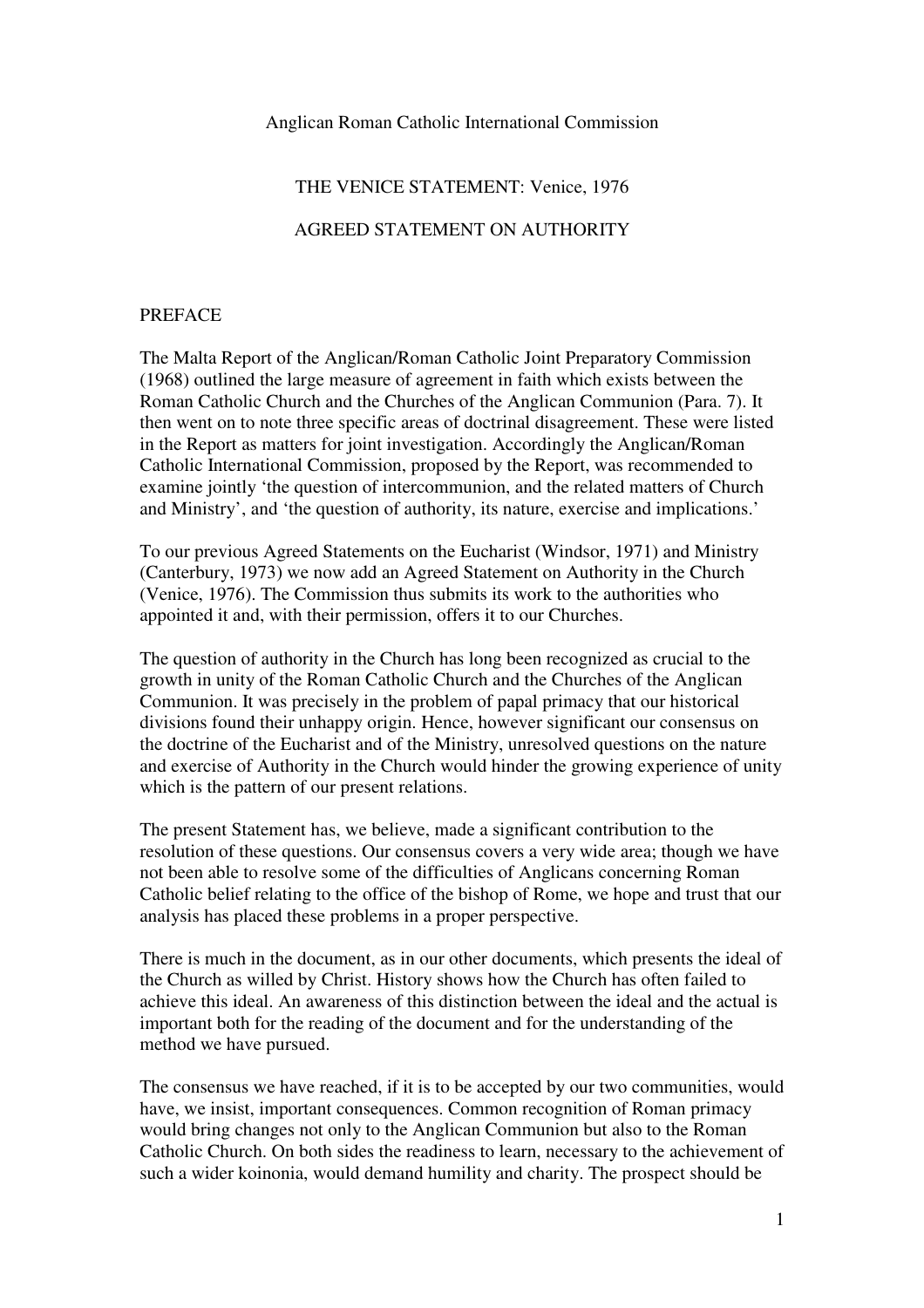Anglican Roman Catholic International Commission

# THE VENICE STATEMENT: Venice, 1976

## AGREED STATEMENT ON AUTHORITY

### PREFACE

The Malta Report of the Anglican/Roman Catholic Joint Preparatory Commission (1968) outlined the large measure of agreement in faith which exists between the Roman Catholic Church and the Churches of the Anglican Communion (Para. 7). It then went on to note three specific areas of doctrinal disagreement. These were listed in the Report as matters for joint investigation. Accordingly the Anglican/Roman Catholic International Commission, proposed by the Report, was recommended to examine jointly 'the question of intercommunion, and the related matters of Church and Ministry', and 'the question of authority, its nature, exercise and implications.'

To our previous Agreed Statements on the Eucharist (Windsor, 1971) and Ministry (Canterbury, 1973) we now add an Agreed Statement on Authority in the Church (Venice, 1976). The Commission thus submits its work to the authorities who appointed it and, with their permission, offers it to our Churches.

The question of authority in the Church has long been recognized as crucial to the growth in unity of the Roman Catholic Church and the Churches of the Anglican Communion. It was precisely in the problem of papal primacy that our historical divisions found their unhappy origin. Hence, however significant our consensus on the doctrine of the Eucharist and of the Ministry, unresolved questions on the nature and exercise of Authority in the Church would hinder the growing experience of unity which is the pattern of our present relations.

The present Statement has, we believe, made a significant contribution to the resolution of these questions. Our consensus covers a very wide area; though we have not been able to resolve some of the difficulties of Anglicans concerning Roman Catholic belief relating to the office of the bishop of Rome, we hope and trust that our analysis has placed these problems in a proper perspective.

There is much in the document, as in our other documents, which presents the ideal of the Church as willed by Christ. History shows how the Church has often failed to achieve this ideal. An awareness of this distinction between the ideal and the actual is important both for the reading of the document and for the understanding of the method we have pursued.

The consensus we have reached, if it is to be accepted by our two communities, would have, we insist, important consequences. Common recognition of Roman primacy would bring changes not only to the Anglican Communion but also to the Roman Catholic Church. On both sides the readiness to learn, necessary to the achievement of such a wider koinonia, would demand humility and charity. The prospect should be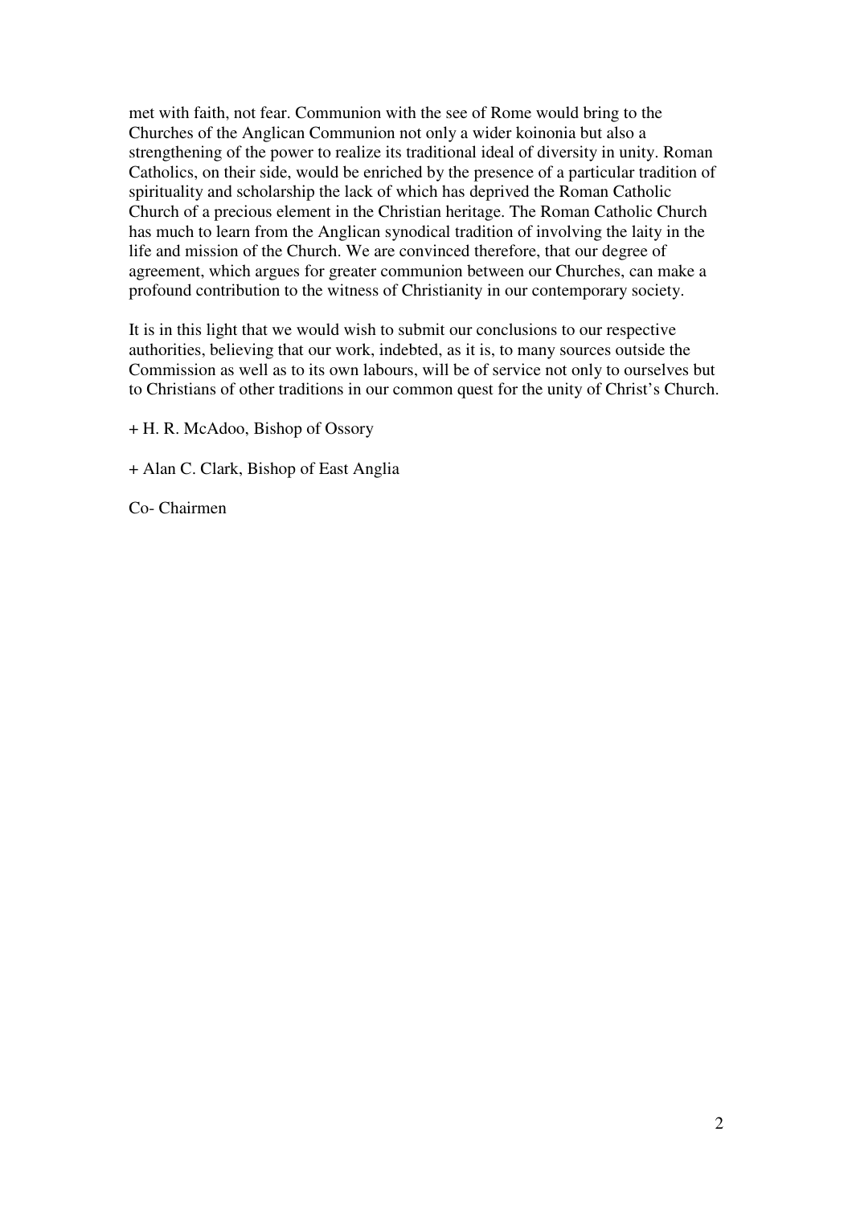met with faith, not fear. Communion with the see of Rome would bring to the Churches of the Anglican Communion not only a wider koinonia but also a strengthening of the power to realize its traditional ideal of diversity in unity. Roman Catholics, on their side, would be enriched by the presence of a particular tradition of spirituality and scholarship the lack of which has deprived the Roman Catholic Church of a precious element in the Christian heritage. The Roman Catholic Church has much to learn from the Anglican synodical tradition of involving the laity in the life and mission of the Church. We are convinced therefore, that our degree of agreement, which argues for greater communion between our Churches, can make a profound contribution to the witness of Christianity in our contemporary society.

It is in this light that we would wish to submit our conclusions to our respective authorities, believing that our work, indebted, as it is, to many sources outside the Commission as well as to its own labours, will be of service not only to ourselves but to Christians of other traditions in our common quest for the unity of Christ's Church.

+ H. R. McAdoo, Bishop of Ossory

+ Alan C. Clark, Bishop of East Anglia

Co- Chairmen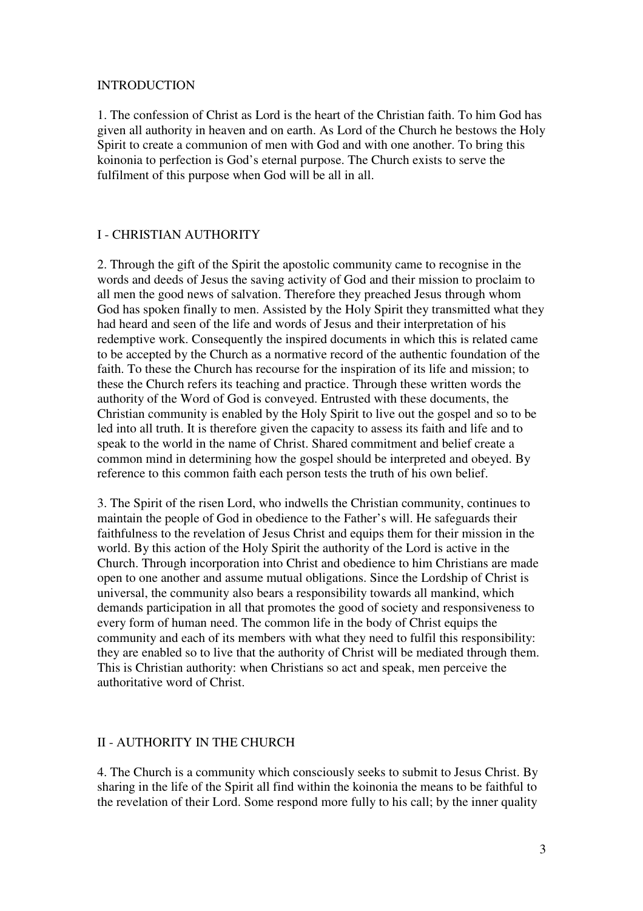## INTRODUCTION

1. The confession of Christ as Lord is the heart of the Christian faith. To him God has given all authority in heaven and on earth. As Lord of the Church he bestows the Holy Spirit to create a communion of men with God and with one another. To bring this koinonia to perfection is God's eternal purpose. The Church exists to serve the fulfilment of this purpose when God will be all in all.

## I - CHRISTIAN AUTHORITY

2. Through the gift of the Spirit the apostolic community came to recognise in the words and deeds of Jesus the saving activity of God and their mission to proclaim to all men the good news of salvation. Therefore they preached Jesus through whom God has spoken finally to men. Assisted by the Holy Spirit they transmitted what they had heard and seen of the life and words of Jesus and their interpretation of his redemptive work. Consequently the inspired documents in which this is related came to be accepted by the Church as a normative record of the authentic foundation of the faith. To these the Church has recourse for the inspiration of its life and mission; to these the Church refers its teaching and practice. Through these written words the authority of the Word of God is conveyed. Entrusted with these documents, the Christian community is enabled by the Holy Spirit to live out the gospel and so to be led into all truth. It is therefore given the capacity to assess its faith and life and to speak to the world in the name of Christ. Shared commitment and belief create a common mind in determining how the gospel should be interpreted and obeyed. By reference to this common faith each person tests the truth of his own belief.

3. The Spirit of the risen Lord, who indwells the Christian community, continues to maintain the people of God in obedience to the Father's will. He safeguards their faithfulness to the revelation of Jesus Christ and equips them for their mission in the world. By this action of the Holy Spirit the authority of the Lord is active in the Church. Through incorporation into Christ and obedience to him Christians are made open to one another and assume mutual obligations. Since the Lordship of Christ is universal, the community also bears a responsibility towards all mankind, which demands participation in all that promotes the good of society and responsiveness to every form of human need. The common life in the body of Christ equips the community and each of its members with what they need to fulfil this responsibility: they are enabled so to live that the authority of Christ will be mediated through them. This is Christian authority: when Christians so act and speak, men perceive the authoritative word of Christ.

## II - AUTHORITY IN THE CHURCH

4. The Church is a community which consciously seeks to submit to Jesus Christ. By sharing in the life of the Spirit all find within the koinonia the means to be faithful to the revelation of their Lord. Some respond more fully to his call; by the inner quality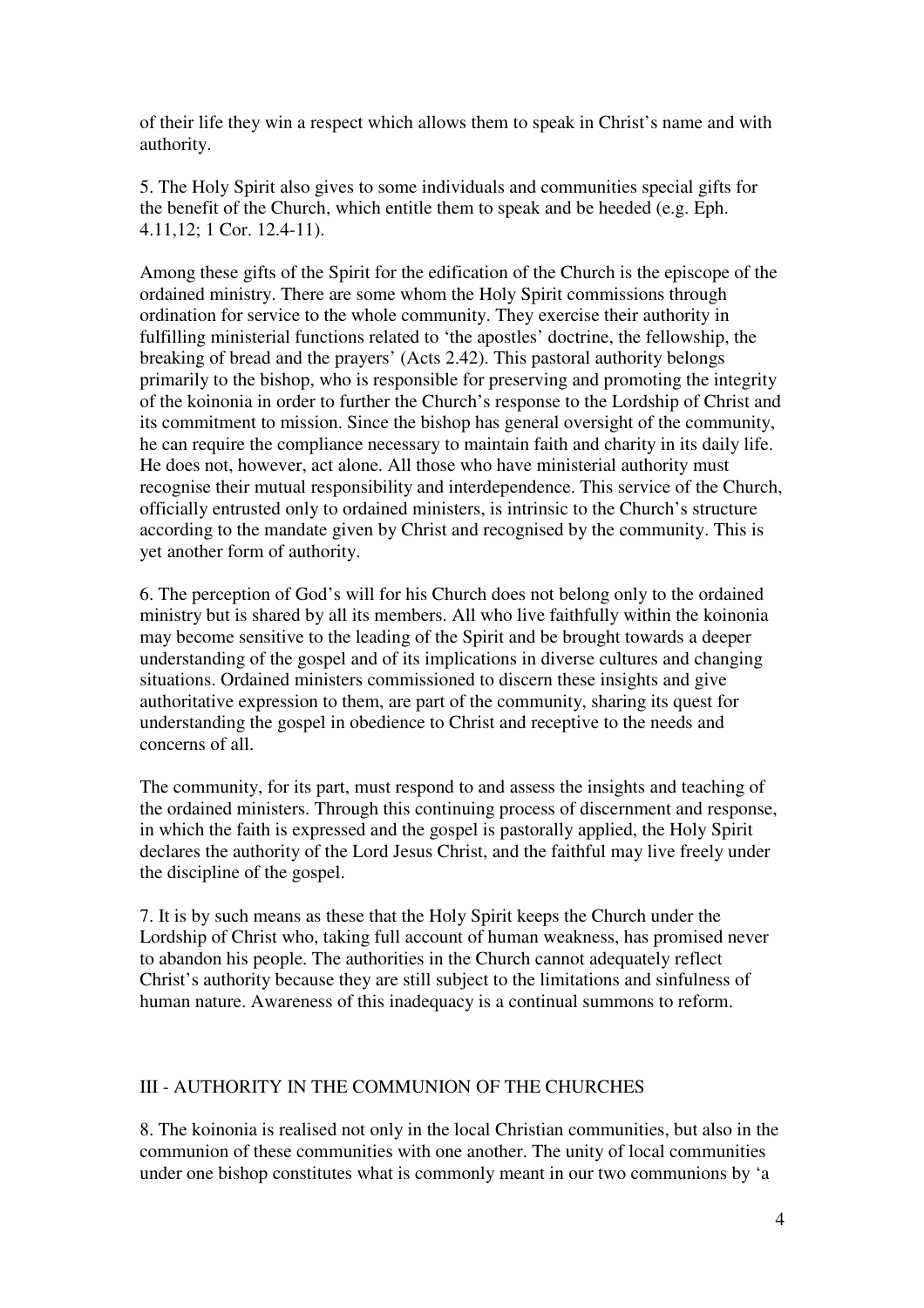of their life they win a respect which allows them to speak in Christ's name and with authority.

5. The Holy Spirit also gives to some individuals and communities special gifts for the benefit of the Church, which entitle them to speak and be heeded (e.g. Eph. 4.11,12; 1 Cor. 12.4-11).

Among these gifts of the Spirit for the edification of the Church is the episcope of the ordained ministry. There are some whom the Holy Spirit commissions through ordination for service to the whole community. They exercise their authority in fulfilling ministerial functions related to 'the apostles' doctrine, the fellowship, the breaking of bread and the prayers' (Acts 2.42). This pastoral authority belongs primarily to the bishop, who is responsible for preserving and promoting the integrity of the koinonia in order to further the Church's response to the Lordship of Christ and its commitment to mission. Since the bishop has general oversight of the community, he can require the compliance necessary to maintain faith and charity in its daily life. He does not, however, act alone. All those who have ministerial authority must recognise their mutual responsibility and interdependence. This service of the Church, officially entrusted only to ordained ministers, is intrinsic to the Church's structure according to the mandate given by Christ and recognised by the community. This is yet another form of authority.

6. The perception of God's will for his Church does not belong only to the ordained ministry but is shared by all its members. All who live faithfully within the koinonia may become sensitive to the leading of the Spirit and be brought towards a deeper understanding of the gospel and of its implications in diverse cultures and changing situations. Ordained ministers commissioned to discern these insights and give authoritative expression to them, are part of the community, sharing its quest for understanding the gospel in obedience to Christ and receptive to the needs and concerns of all.

The community, for its part, must respond to and assess the insights and teaching of the ordained ministers. Through this continuing process of discernment and response, in which the faith is expressed and the gospel is pastorally applied, the Holy Spirit declares the authority of the Lord Jesus Christ, and the faithful may live freely under the discipline of the gospel.

7. It is by such means as these that the Holy Spirit keeps the Church under the Lordship of Christ who, taking full account of human weakness, has promised never to abandon his people. The authorities in the Church cannot adequately reflect Christ's authority because they are still subject to the limitations and sinfulness of human nature. Awareness of this inadequacy is a continual summons to reform.

## III - AUTHORITY IN THE COMMUNION OF THE CHURCHES

8. The koinonia is realised not only in the local Christian communities, but also in the communion of these communities with one another. The unity of local communities under one bishop constitutes what is commonly meant in our two communions by 'a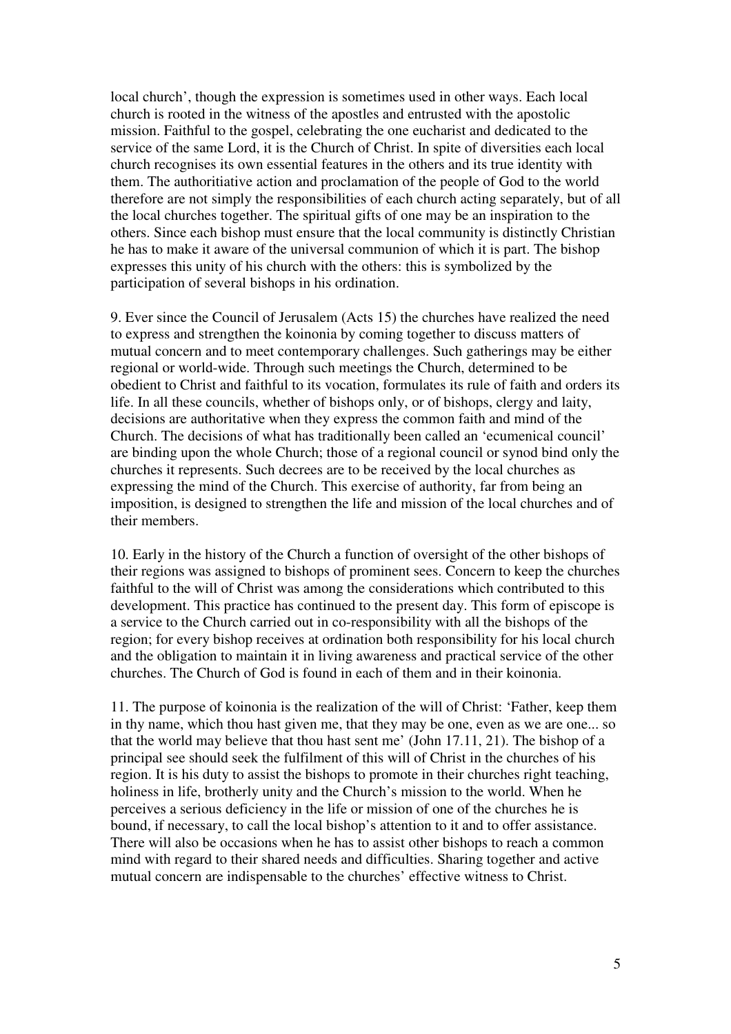local church', though the expression is sometimes used in other ways. Each local church is rooted in the witness of the apostles and entrusted with the apostolic mission. Faithful to the gospel, celebrating the one eucharist and dedicated to the service of the same Lord, it is the Church of Christ. In spite of diversities each local church recognises its own essential features in the others and its true identity with them. The authoritiative action and proclamation of the people of God to the world therefore are not simply the responsibilities of each church acting separately, but of all the local churches together. The spiritual gifts of one may be an inspiration to the others. Since each bishop must ensure that the local community is distinctly Christian he has to make it aware of the universal communion of which it is part. The bishop expresses this unity of his church with the others: this is symbolized by the participation of several bishops in his ordination.

9. Ever since the Council of Jerusalem (Acts 15) the churches have realized the need to express and strengthen the koinonia by coming together to discuss matters of mutual concern and to meet contemporary challenges. Such gatherings may be either regional or world-wide. Through such meetings the Church, determined to be obedient to Christ and faithful to its vocation, formulates its rule of faith and orders its life. In all these councils, whether of bishops only, or of bishops, clergy and laity, decisions are authoritative when they express the common faith and mind of the Church. The decisions of what has traditionally been called an 'ecumenical council' are binding upon the whole Church; those of a regional council or synod bind only the churches it represents. Such decrees are to be received by the local churches as expressing the mind of the Church. This exercise of authority, far from being an imposition, is designed to strengthen the life and mission of the local churches and of their members.

10. Early in the history of the Church a function of oversight of the other bishops of their regions was assigned to bishops of prominent sees. Concern to keep the churches faithful to the will of Christ was among the considerations which contributed to this development. This practice has continued to the present day. This form of episcope is a service to the Church carried out in co-responsibility with all the bishops of the region; for every bishop receives at ordination both responsibility for his local church and the obligation to maintain it in living awareness and practical service of the other churches. The Church of God is found in each of them and in their koinonia.

11. The purpose of koinonia is the realization of the will of Christ: 'Father, keep them in thy name, which thou hast given me, that they may be one, even as we are one... so that the world may believe that thou hast sent me' (John 17.11, 21). The bishop of a principal see should seek the fulfilment of this will of Christ in the churches of his region. It is his duty to assist the bishops to promote in their churches right teaching, holiness in life, brotherly unity and the Church's mission to the world. When he perceives a serious deficiency in the life or mission of one of the churches he is bound, if necessary, to call the local bishop's attention to it and to offer assistance. There will also be occasions when he has to assist other bishops to reach a common mind with regard to their shared needs and difficulties. Sharing together and active mutual concern are indispensable to the churches' effective witness to Christ.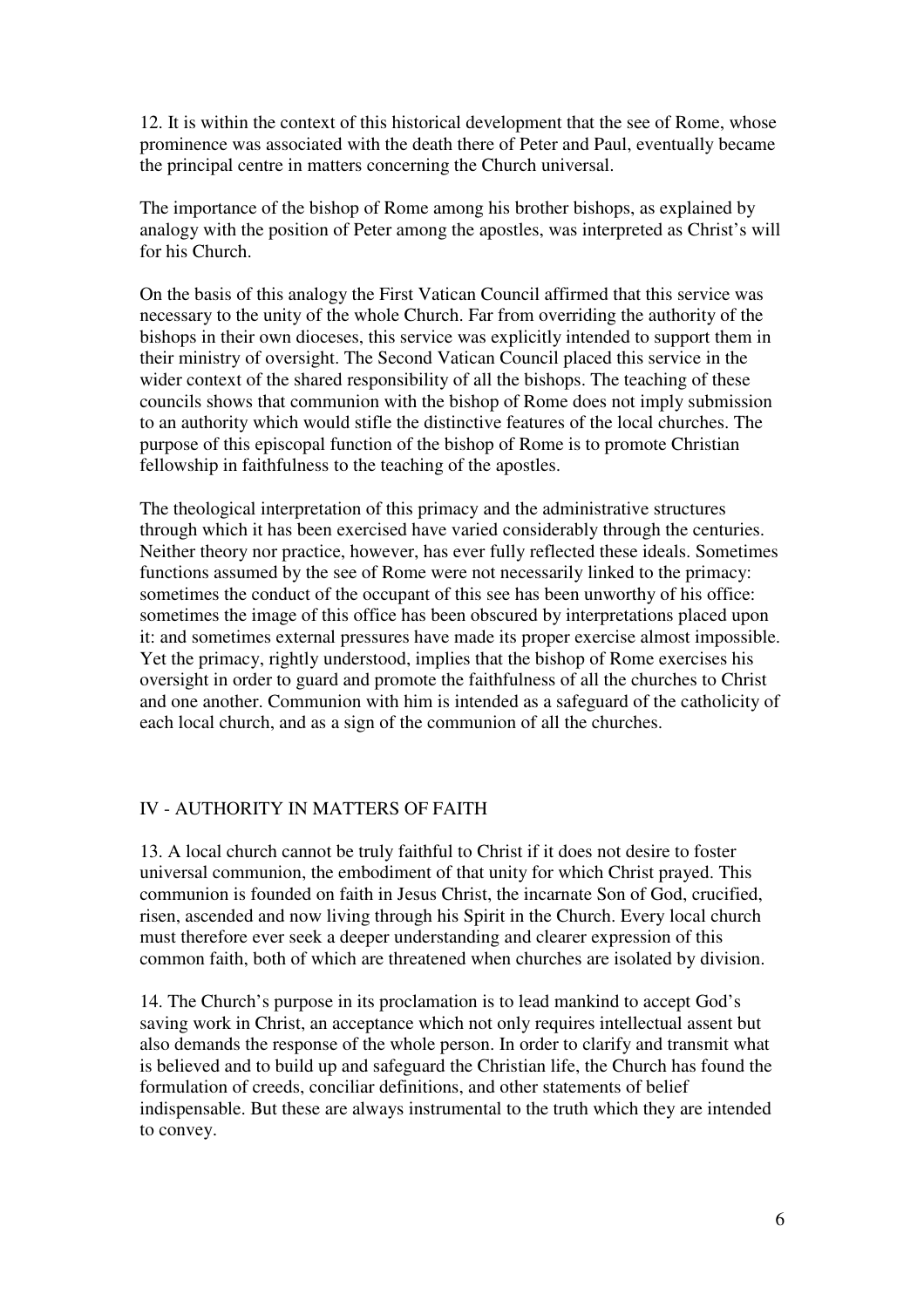12. It is within the context of this historical development that the see of Rome, whose prominence was associated with the death there of Peter and Paul, eventually became the principal centre in matters concerning the Church universal.

The importance of the bishop of Rome among his brother bishops, as explained by analogy with the position of Peter among the apostles, was interpreted as Christ's will for his Church.

On the basis of this analogy the First Vatican Council affirmed that this service was necessary to the unity of the whole Church. Far from overriding the authority of the bishops in their own dioceses, this service was explicitly intended to support them in their ministry of oversight. The Second Vatican Council placed this service in the wider context of the shared responsibility of all the bishops. The teaching of these councils shows that communion with the bishop of Rome does not imply submission to an authority which would stifle the distinctive features of the local churches. The purpose of this episcopal function of the bishop of Rome is to promote Christian fellowship in faithfulness to the teaching of the apostles.

The theological interpretation of this primacy and the administrative structures through which it has been exercised have varied considerably through the centuries. Neither theory nor practice, however, has ever fully reflected these ideals. Sometimes functions assumed by the see of Rome were not necessarily linked to the primacy: sometimes the conduct of the occupant of this see has been unworthy of his office: sometimes the image of this office has been obscured by interpretations placed upon it: and sometimes external pressures have made its proper exercise almost impossible. Yet the primacy, rightly understood, implies that the bishop of Rome exercises his oversight in order to guard and promote the faithfulness of all the churches to Christ and one another. Communion with him is intended as a safeguard of the catholicity of each local church, and as a sign of the communion of all the churches.

## IV - AUTHORITY IN MATTERS OF FAITH

13. A local church cannot be truly faithful to Christ if it does not desire to foster universal communion, the embodiment of that unity for which Christ prayed. This communion is founded on faith in Jesus Christ, the incarnate Son of God, crucified, risen, ascended and now living through his Spirit in the Church. Every local church must therefore ever seek a deeper understanding and clearer expression of this common faith, both of which are threatened when churches are isolated by division.

14. The Church's purpose in its proclamation is to lead mankind to accept God's saving work in Christ, an acceptance which not only requires intellectual assent but also demands the response of the whole person. In order to clarify and transmit what is believed and to build up and safeguard the Christian life, the Church has found the formulation of creeds, conciliar definitions, and other statements of belief indispensable. But these are always instrumental to the truth which they are intended to convey.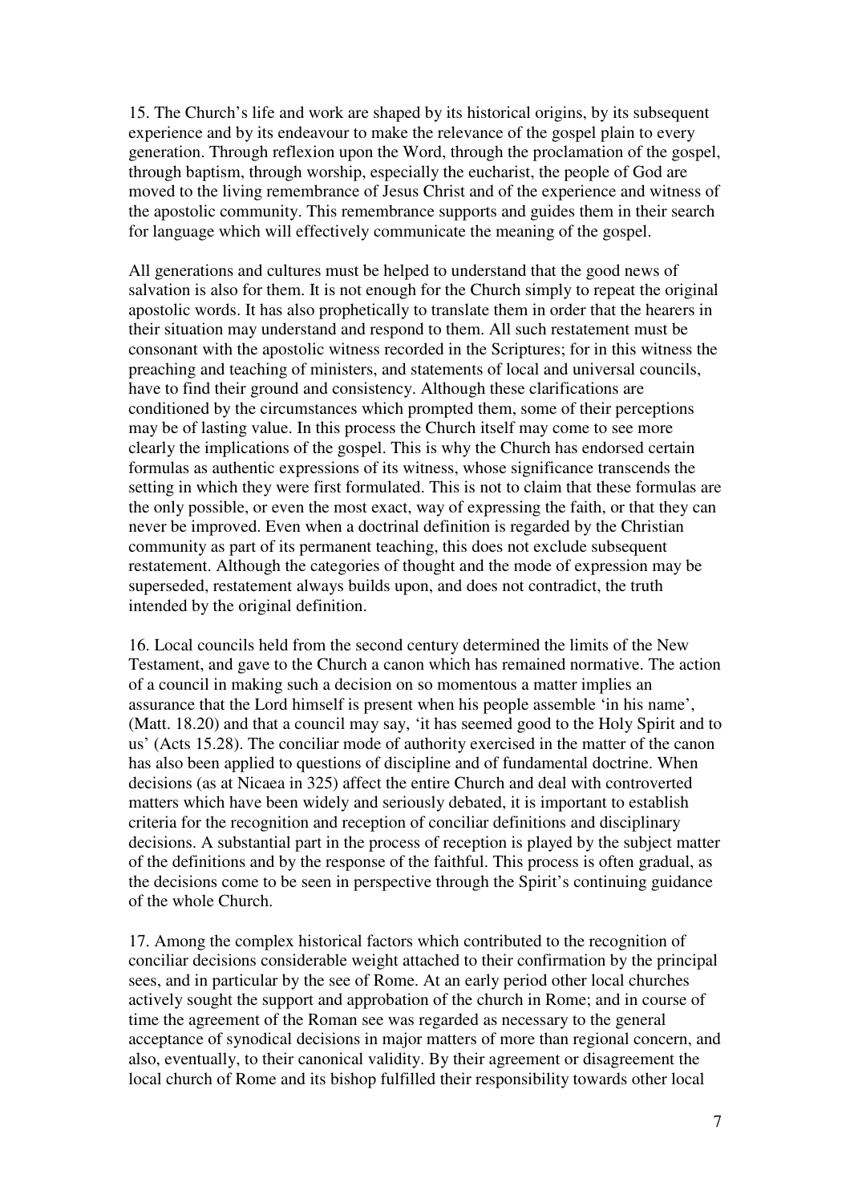15. The Church's life and work are shaped by its historical origins, by its subsequent experience and by its endeavour to make the relevance of the gospel plain to every generation. Through reflexion upon the Word, through the proclamation of the gospel, through baptism, through worship, especially the eucharist, the people of God are moved to the living remembrance of Jesus Christ and of the experience and witness of the apostolic community. This remembrance supports and guides them in their search for language which will effectively communicate the meaning of the gospel.

All generations and cultures must be helped to understand that the good news of salvation is also for them. It is not enough for the Church simply to repeat the original apostolic words. It has also prophetically to translate them in order that the hearers in their situation may understand and respond to them. All such restatement must be consonant with the apostolic witness recorded in the Scriptures; for in this witness the preaching and teaching of ministers, and statements of local and universal councils, have to find their ground and consistency. Although these clarifications are conditioned by the circumstances which prompted them, some of their perceptions may be of lasting value. In this process the Church itself may come to see more clearly the implications of the gospel. This is why the Church has endorsed certain formulas as authentic expressions of its witness, whose significance transcends the setting in which they were first formulated. This is not to claim that these formulas are the only possible, or even the most exact, way of expressing the faith, or that they can never be improved. Even when a doctrinal definition is regarded by the Christian community as part of its permanent teaching, this does not exclude subsequent restatement. Although the categories of thought and the mode of expression may be superseded, restatement always builds upon, and does not contradict, the truth intended by the original definition.

16. Local councils held from the second century determined the limits of the New Testament, and gave to the Church a canon which has remained normative. The action of a council in making such a decision on so momentous a matter implies an assurance that the Lord himself is present when his people assemble 'in his name', (Matt. 18.20) and that a council may say, 'it has seemed good to the Holy Spirit and to us' (Acts 15.28). The conciliar mode of authority exercised in the matter of the canon has also been applied to questions of discipline and of fundamental doctrine. When decisions (as at Nicaea in 325) affect the entire Church and deal with controverted matters which have been widely and seriously debated, it is important to establish criteria for the recognition and reception of conciliar definitions and disciplinary decisions. A substantial part in the process of reception is played by the subject matter of the definitions and by the response of the faithful. This process is often gradual, as the decisions come to be seen in perspective through the Spirit's continuing guidance of the whole Church.

17. Among the complex historical factors which contributed to the recognition of conciliar decisions considerable weight attached to their confirmation by the principal sees, and in particular by the see of Rome. At an early period other local churches actively sought the support and approbation of the church in Rome; and in course of time the agreement of the Roman see was regarded as necessary to the general acceptance of synodical decisions in major matters of more than regional concern, and also, eventually, to their canonical validity. By their agreement or disagreement the local church of Rome and its bishop fulfilled their responsibility towards other local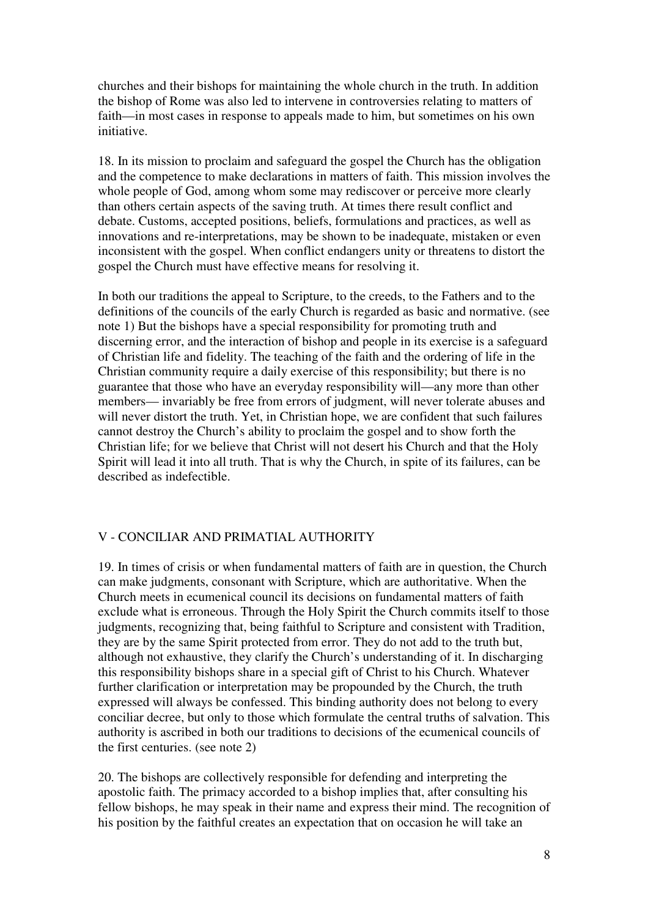churches and their bishops for maintaining the whole church in the truth. In addition the bishop of Rome was also led to intervene in controversies relating to matters of faith—in most cases in response to appeals made to him, but sometimes on his own initiative.

18. In its mission to proclaim and safeguard the gospel the Church has the obligation and the competence to make declarations in matters of faith. This mission involves the whole people of God, among whom some may rediscover or perceive more clearly than others certain aspects of the saving truth. At times there result conflict and debate. Customs, accepted positions, beliefs, formulations and practices, as well as innovations and re-interpretations, may be shown to be inadequate, mistaken or even inconsistent with the gospel. When conflict endangers unity or threatens to distort the gospel the Church must have effective means for resolving it.

In both our traditions the appeal to Scripture, to the creeds, to the Fathers and to the definitions of the councils of the early Church is regarded as basic and normative. (see note 1) But the bishops have a special responsibility for promoting truth and discerning error, and the interaction of bishop and people in its exercise is a safeguard of Christian life and fidelity. The teaching of the faith and the ordering of life in the Christian community require a daily exercise of this responsibility; but there is no guarantee that those who have an everyday responsibility will—any more than other members— invariably be free from errors of judgment, will never tolerate abuses and will never distort the truth. Yet, in Christian hope, we are confident that such failures cannot destroy the Church's ability to proclaim the gospel and to show forth the Christian life; for we believe that Christ will not desert his Church and that the Holy Spirit will lead it into all truth. That is why the Church, in spite of its failures, can be described as indefectible.

## V - CONCILIAR AND PRIMATIAL AUTHORITY

19. In times of crisis or when fundamental matters of faith are in question, the Church can make judgments, consonant with Scripture, which are authoritative. When the Church meets in ecumenical council its decisions on fundamental matters of faith exclude what is erroneous. Through the Holy Spirit the Church commits itself to those judgments, recognizing that, being faithful to Scripture and consistent with Tradition, they are by the same Spirit protected from error. They do not add to the truth but, although not exhaustive, they clarify the Church's understanding of it. In discharging this responsibility bishops share in a special gift of Christ to his Church. Whatever further clarification or interpretation may be propounded by the Church, the truth expressed will always be confessed. This binding authority does not belong to every conciliar decree, but only to those which formulate the central truths of salvation. This authority is ascribed in both our traditions to decisions of the ecumenical councils of the first centuries. (see note 2)

20. The bishops are collectively responsible for defending and interpreting the apostolic faith. The primacy accorded to a bishop implies that, after consulting his fellow bishops, he may speak in their name and express their mind. The recognition of his position by the faithful creates an expectation that on occasion he will take an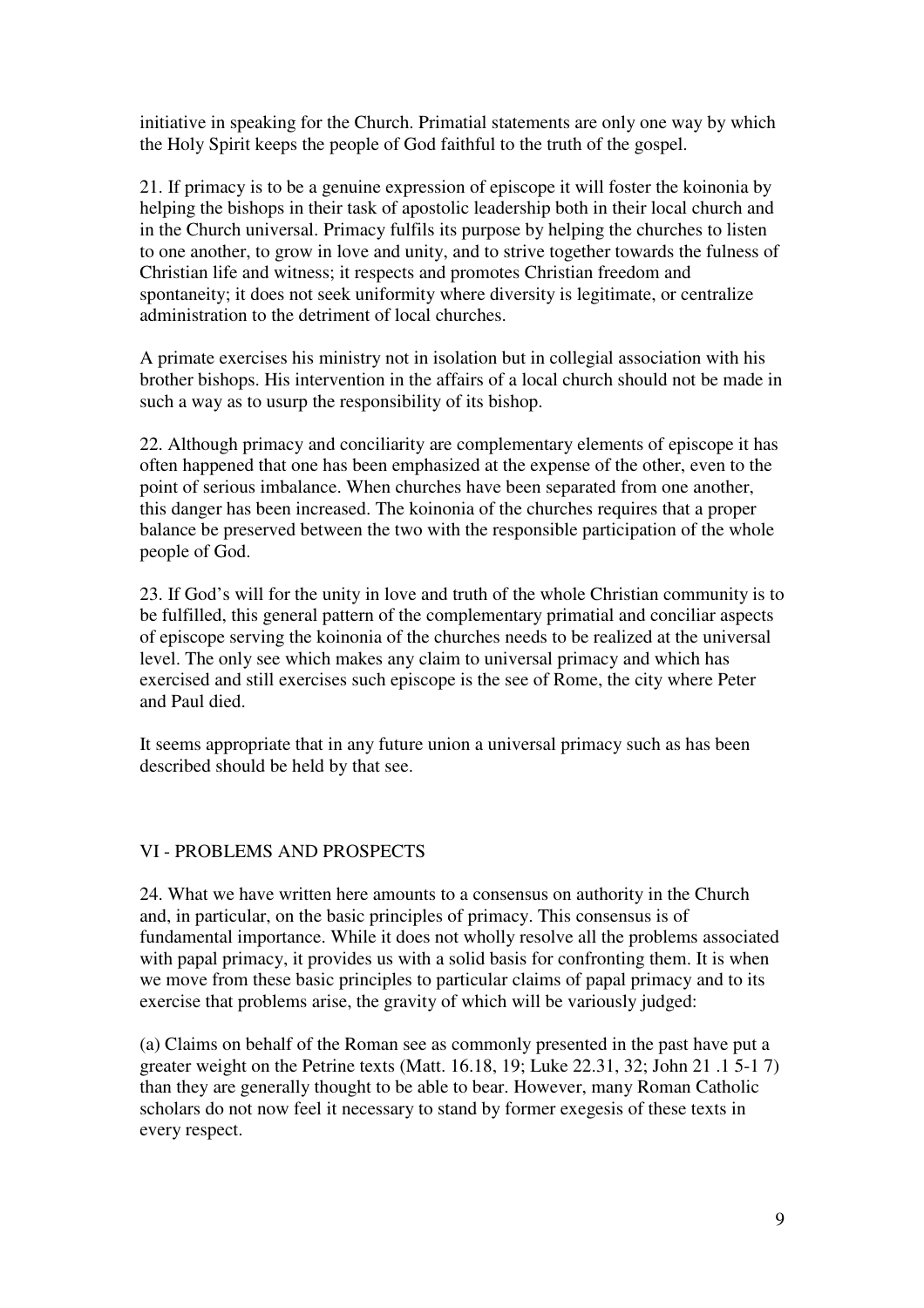initiative in speaking for the Church. Primatial statements are only one way by which the Holy Spirit keeps the people of God faithful to the truth of the gospel.

21. If primacy is to be a genuine expression of episcope it will foster the koinonia by helping the bishops in their task of apostolic leadership both in their local church and in the Church universal. Primacy fulfils its purpose by helping the churches to listen to one another, to grow in love and unity, and to strive together towards the fulness of Christian life and witness; it respects and promotes Christian freedom and spontaneity; it does not seek uniformity where diversity is legitimate, or centralize administration to the detriment of local churches.

A primate exercises his ministry not in isolation but in collegial association with his brother bishops. His intervention in the affairs of a local church should not be made in such a way as to usurp the responsibility of its bishop.

22. Although primacy and conciliarity are complementary elements of episcope it has often happened that one has been emphasized at the expense of the other, even to the point of serious imbalance. When churches have been separated from one another, this danger has been increased. The koinonia of the churches requires that a proper balance be preserved between the two with the responsible participation of the whole people of God.

23. If God's will for the unity in love and truth of the whole Christian community is to be fulfilled, this general pattern of the complementary primatial and conciliar aspects of episcope serving the koinonia of the churches needs to be realized at the universal level. The only see which makes any claim to universal primacy and which has exercised and still exercises such episcope is the see of Rome, the city where Peter and Paul died.

It seems appropriate that in any future union a universal primacy such as has been described should be held by that see.

## VI - PROBLEMS AND PROSPECTS

24. What we have written here amounts to a consensus on authority in the Church and, in particular, on the basic principles of primacy. This consensus is of fundamental importance. While it does not wholly resolve all the problems associated with papal primacy, it provides us with a solid basis for confronting them. It is when we move from these basic principles to particular claims of papal primacy and to its exercise that problems arise, the gravity of which will be variously judged:

(a) Claims on behalf of the Roman see as commonly presented in the past have put a greater weight on the Petrine texts (Matt. 16.18, 19; Luke 22.31, 32; John 21 .1 5-1 7) than they are generally thought to be able to bear. However, many Roman Catholic scholars do not now feel it necessary to stand by former exegesis of these texts in every respect.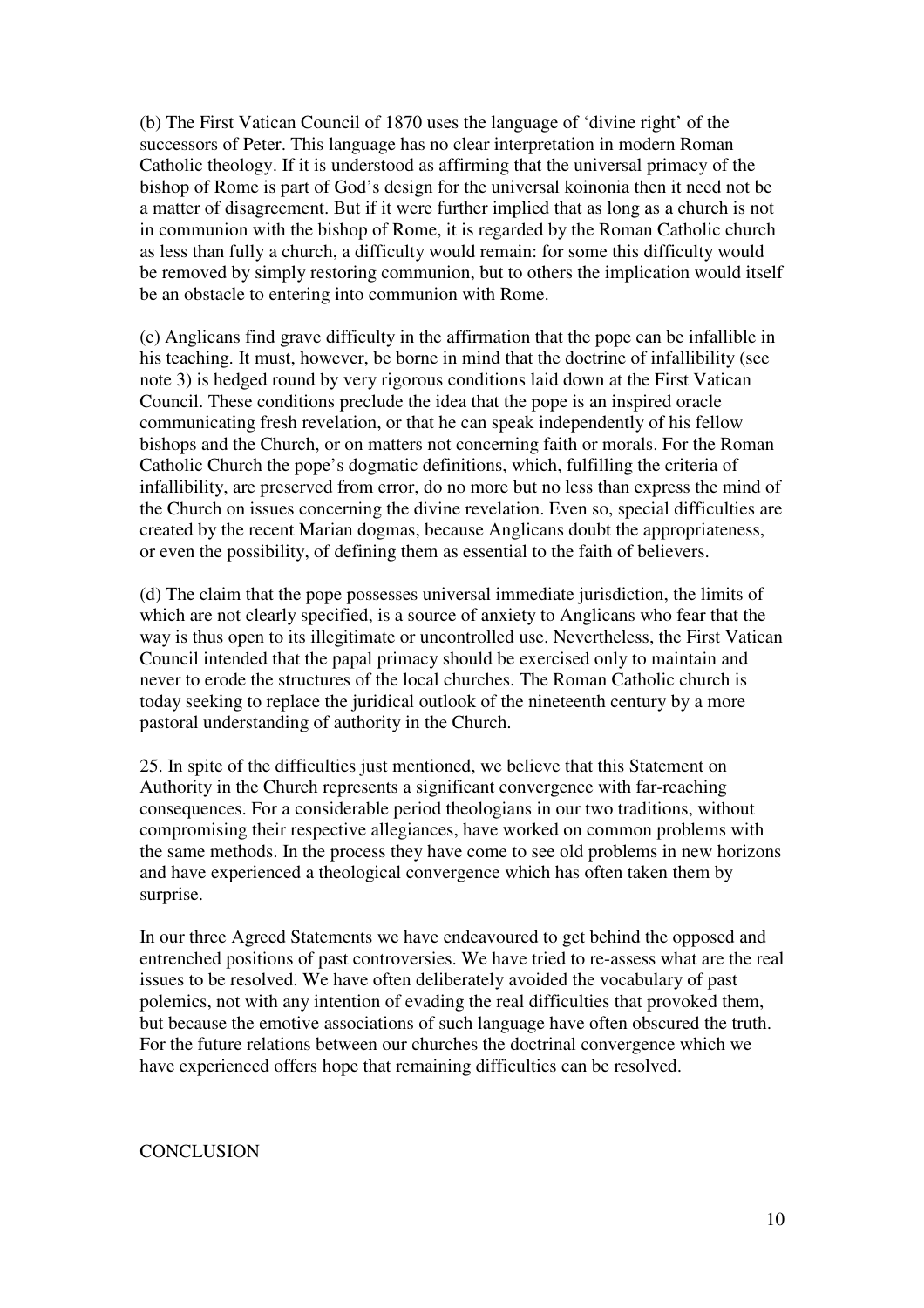(b) The First Vatican Council of 1870 uses the language of 'divine right' of the successors of Peter. This language has no clear interpretation in modern Roman Catholic theology. If it is understood as affirming that the universal primacy of the bishop of Rome is part of God's design for the universal koinonia then it need not be a matter of disagreement. But if it were further implied that as long as a church is not in communion with the bishop of Rome, it is regarded by the Roman Catholic church as less than fully a church, a difficulty would remain: for some this difficulty would be removed by simply restoring communion, but to others the implication would itself be an obstacle to entering into communion with Rome.

(c) Anglicans find grave difficulty in the affirmation that the pope can be infallible in his teaching. It must, however, be borne in mind that the doctrine of infallibility (see note 3) is hedged round by very rigorous conditions laid down at the First Vatican Council. These conditions preclude the idea that the pope is an inspired oracle communicating fresh revelation, or that he can speak independently of his fellow bishops and the Church, or on matters not concerning faith or morals. For the Roman Catholic Church the pope's dogmatic definitions, which, fulfilling the criteria of infallibility, are preserved from error, do no more but no less than express the mind of the Church on issues concerning the divine revelation. Even so, special difficulties are created by the recent Marian dogmas, because Anglicans doubt the appropriateness, or even the possibility, of defining them as essential to the faith of believers.

(d) The claim that the pope possesses universal immediate jurisdiction, the limits of which are not clearly specified, is a source of anxiety to Anglicans who fear that the way is thus open to its illegitimate or uncontrolled use. Nevertheless, the First Vatican Council intended that the papal primacy should be exercised only to maintain and never to erode the structures of the local churches. The Roman Catholic church is today seeking to replace the juridical outlook of the nineteenth century by a more pastoral understanding of authority in the Church.

25. In spite of the difficulties just mentioned, we believe that this Statement on Authority in the Church represents a significant convergence with far-reaching consequences. For a considerable period theologians in our two traditions, without compromising their respective allegiances, have worked on common problems with the same methods. In the process they have come to see old problems in new horizons and have experienced a theological convergence which has often taken them by surprise.

In our three Agreed Statements we have endeavoured to get behind the opposed and entrenched positions of past controversies. We have tried to re-assess what are the real issues to be resolved. We have often deliberately avoided the vocabulary of past polemics, not with any intention of evading the real difficulties that provoked them, but because the emotive associations of such language have often obscured the truth. For the future relations between our churches the doctrinal convergence which we have experienced offers hope that remaining difficulties can be resolved.

## CONCLUSION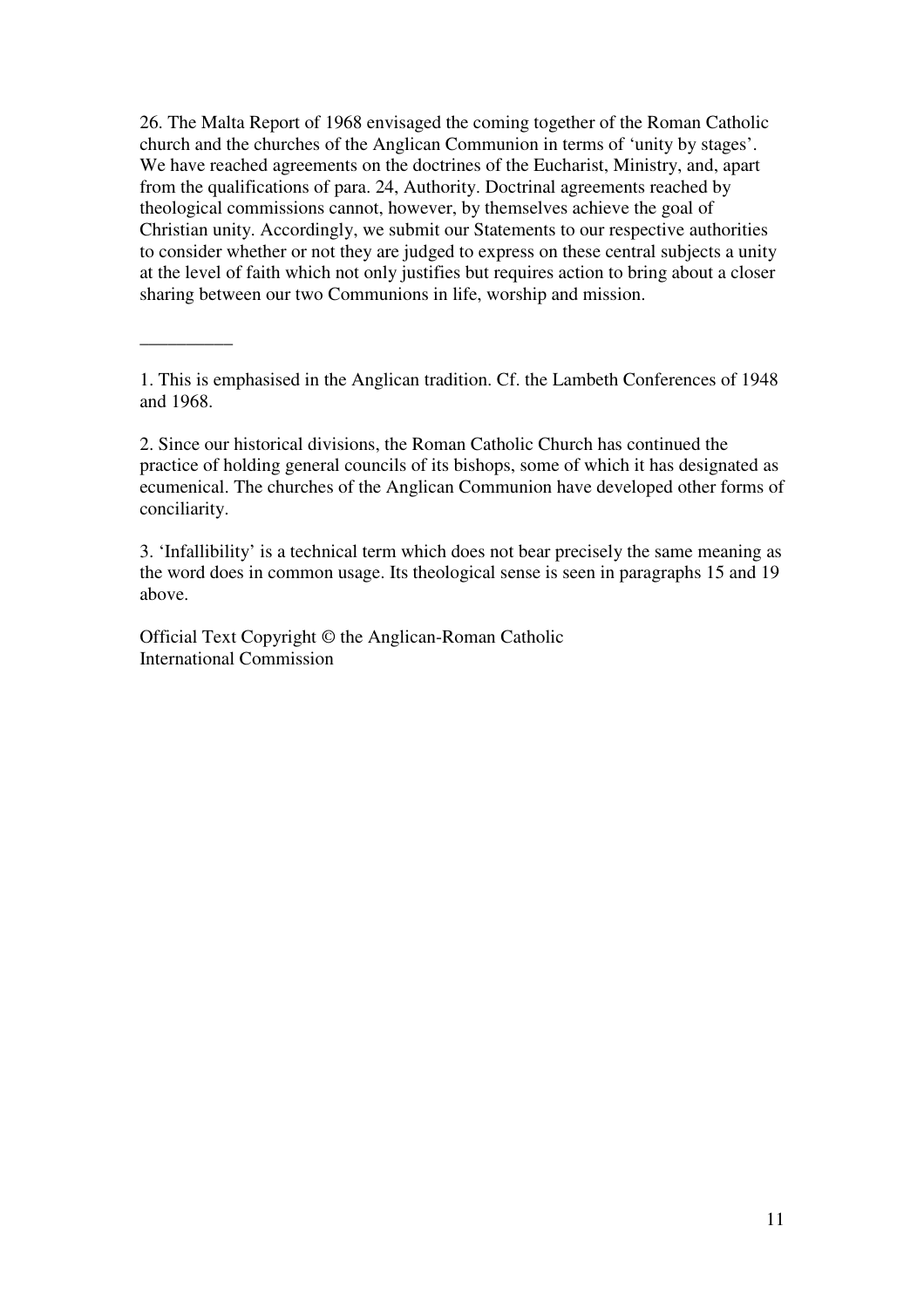26. The Malta Report of 1968 envisaged the coming together of the Roman Catholic church and the churches of the Anglican Communion in terms of 'unity by stages'. We have reached agreements on the doctrines of the Eucharist, Ministry, and, apart from the qualifications of para. 24, Authority. Doctrinal agreements reached by theological commissions cannot, however, by themselves achieve the goal of Christian unity. Accordingly, we submit our Statements to our respective authorities to consider whether or not they are judged to express on these central subjects a unity at the level of faith which not only justifies but requires action to bring about a closer sharing between our two Communions in life, worship and mission.

__________

1. This is emphasised in the Anglican tradition. Cf. the Lambeth Conferences of 1948 and 1968.

2. Since our historical divisions, the Roman Catholic Church has continued the practice of holding general councils of its bishops, some of which it has designated as ecumenical. The churches of the Anglican Communion have developed other forms of conciliarity.

3. 'Infallibility' is a technical term which does not bear precisely the same meaning as the word does in common usage. Its theological sense is seen in paragraphs 15 and 19 above.

Official Text Copyright © the Anglican-Roman Catholic International Commission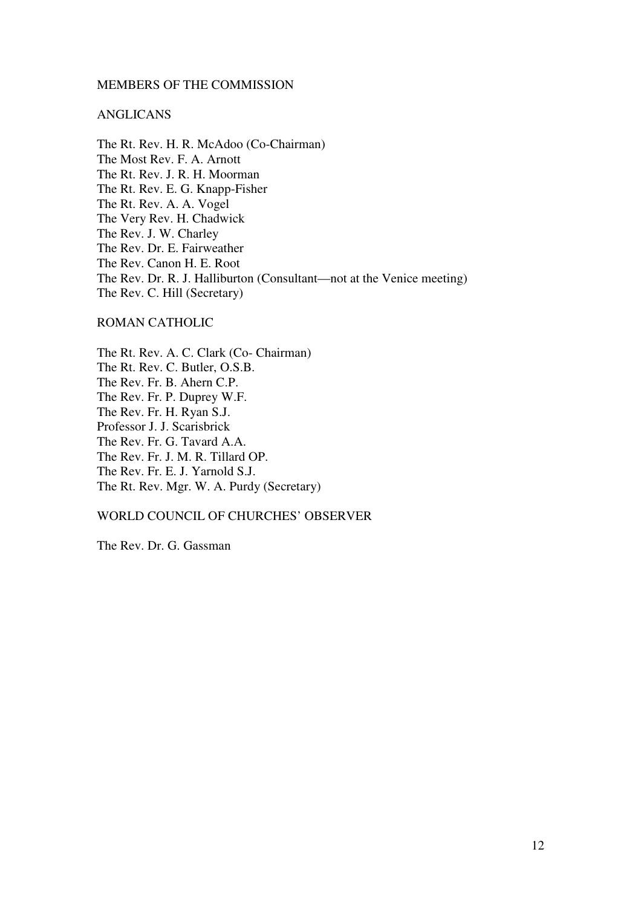MEMBERS OF THE COMMISSION

ANGLICANS

The Rt. Rev. H. R. McAdoo (Co-Chairman)
The Most Rev. F. A. Arnott
The Rt. Rev. J. R. H. Moorman
The Rt. Rev. E. G. Knapp-Fisher
The Rt. Rev. A. A. Vogel
The Very Rev. H. Chadwick
The Rev. J. W. Charley
The Rev. Dr. E. Fairweather
The Rev. Canon H. E. Root
The Rev. Dr. R. J. Halliburton (Consultant—not at the Venice meeting)
The Rev. C. Hill (Secretary)

ROMAN CATHOLIC

The Rt. Rev. A. C. Clark (Co- Chairman)
The Rt. Rev. C. Butler, O.S.B.
The Rev. Fr. B. Ahern C.P.
The Rev. Fr. P. Duprey W.F.
The Rev. Fr. H. Ryan S.J.
Professor J. J. Scarisbrick
The Rev. Fr. G. Tavard A.A.
The Rev. Fr. J. M. R. Tillard OP.
The Rev. Fr. E. J. Yarnold S.J.
The Rt. Rev. Mgr. W. A. Purdy (Secretary)

WORLD COUNCIL OF CHURCHES' OBSERVER

The Rev. Dr. G. Gassman